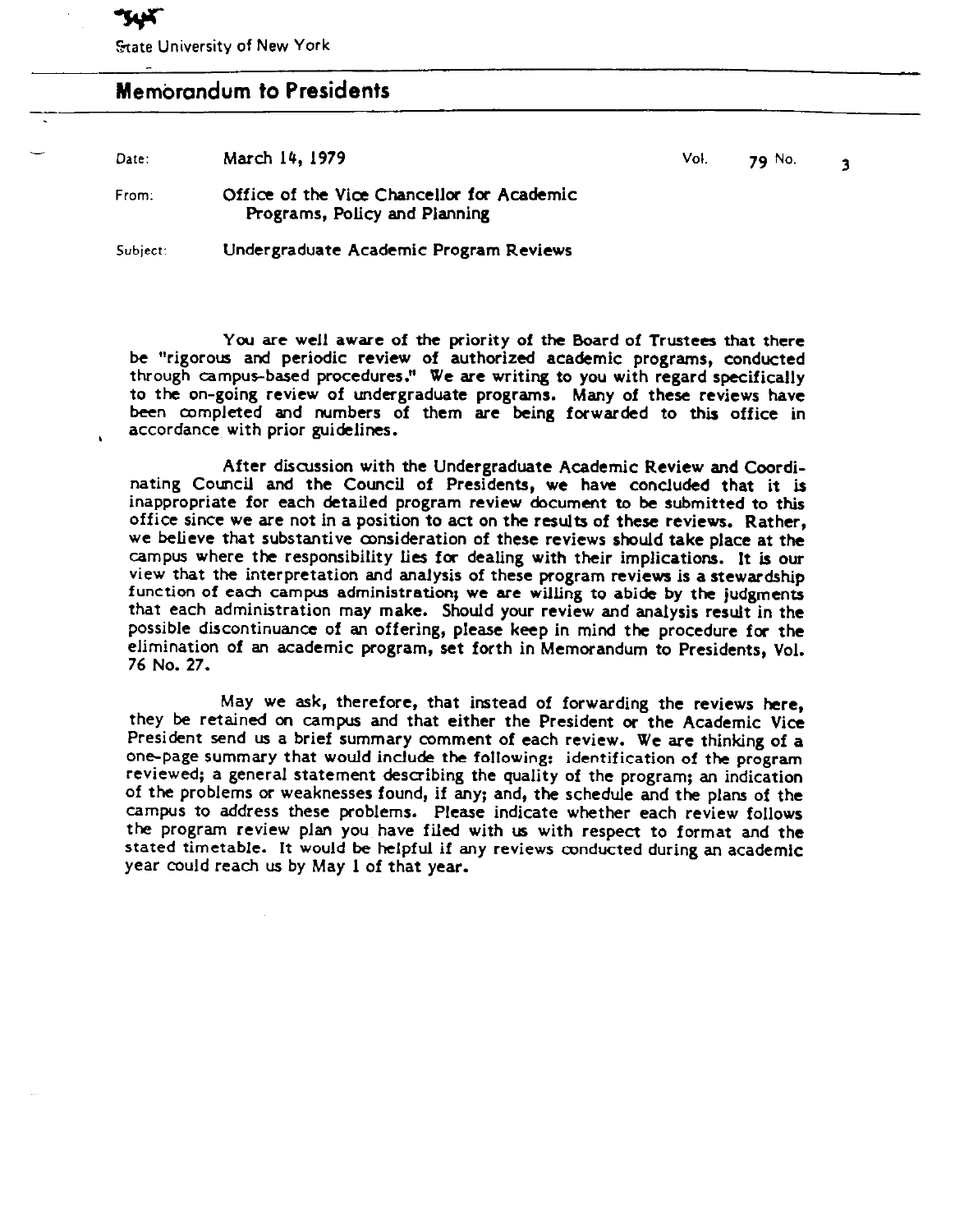State University of New York

# Memorandum to Presidents

Date: March 14, 1979 Vol. 79 No. 3

From: Office of the Vice Chancellor for Academic Programs, Policy and Planning

Subject: Undergraduate Academic Program Reviews

You are well aware of the priority of the Board of Trustees that there be "rigorous and periodic review of authorized academic programs, conducted through campus-based procedures." We are writing to you with regard specifically to the on-going review of undergraduate programs. Many of these reviews have been completed and numbers of them are being forwarded to this office in accordance with prior guidelines.

After discussion with the Undergraduate Academic Review and Coordinating Council and the Council of Presidents, we have concluded that it is inappropriate for each detailed program review document to be submitted to this office since we are not in a position to act on the results of these reviews. Rather, we believe that substantive consideration of these reviews should take place at the campus where the responsibility lies for dealing with their implications. It is our view that the interpretation and analysis of these program reviews is a stewardship function of each campus administration; we are willing to abide by the judgments that each administration may make. Should your review and analysis result in the possible discontinuance of an offering, please keep in mind the procedure for the elimination of an academic program, set forth in Memorandum to Presidents, Vol. 76 No. 27.

May we ask, therefore, that instead of forwarding the reviews here, they be retained on campus and that either the President or the Academic Vice President send us a brief summary comment of each review. We are thinking of a one-page summary that would include the following: identification of the program reviewed; a general statement describing the quality of the program; an indication of the problems or weaknesses found, if any; and, the schedule and the plans of the campus to address these problems. Please indicate whether each review follows the program review plan you have filed with us with respect to format and the stated timetable. It would be helpful if any reviews conducted during an academic year could reach us by May 1 of that year.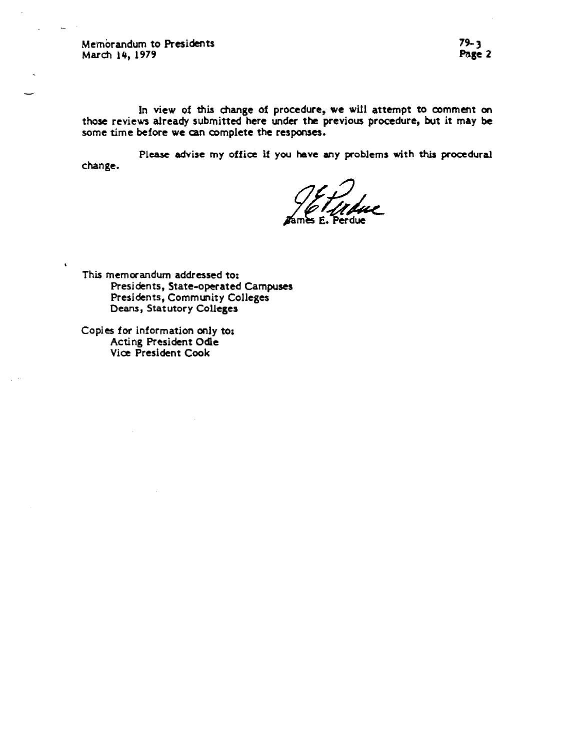In view of this change of procedure, we will attempt to comment on those reviews already submitted here under the previous procedure, but it may be some time before we can complete the responses.

Please advise my office if you have any problems with this procedural change.

James E. Perdue

This memorandum addressed to:
- Presidents, State-operated Campuses
- Presidents, Community Colleges
- Deans, Statutory Colleges

Copies for information only to:
- Acting President Odle
- Vice President Cook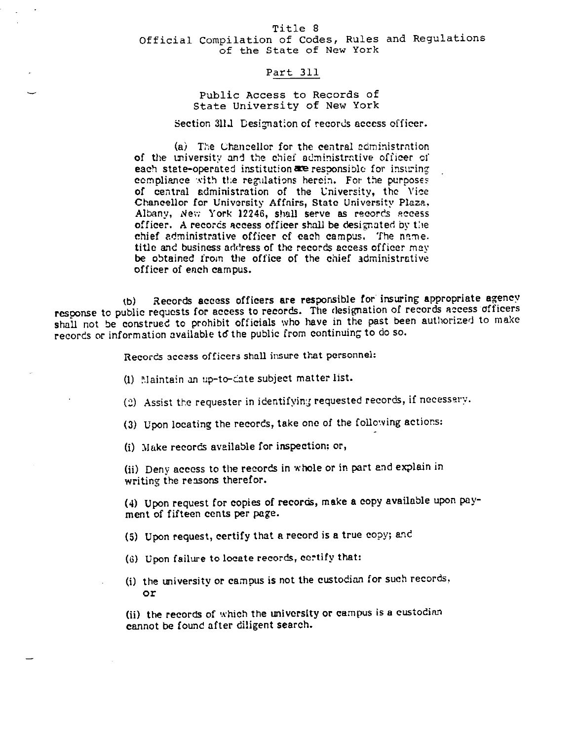Title 8
Official Compilation of Codes, Rules and Regulations
of the State of New York

Part 311

Public Access to Records of
State University of New York

Section 311.1 Designation of records access officer.

(a) The Chancellor for the central administration of the university and the chief administrative officer of each state-operated institution are responsible for insuring compliance with the regulations herein. For the purposes of central administration of the University, the Vice Chancellor for University Affairs, State University Plaza, Albany, New York 12246, shall serve as records access officer. A records access officer shall be designated by the chief administrative officer of each campus. The name, title and business address of the records access officer may be obtained from the office of the chief administrative officer of each campus.

(b) Records access officers are responsible for insuring appropriate agency response to public requests for access to records. The designation of records access officers shall not be construed to prohibit officials who have in the past been authorized to make records or information available to the public from continuing to do so.

Records access officers shall insure that personnel:

(1) Maintain an up-to-date subject matter list.

(2) Assist the requester in identifying requested records, if necessary.

(3) Upon locating the records, take one of the following actions:

(i) Make records available for inspection; or,

(ii) Deny access to the records in whole or in part and explain in writing the reasons therefor.

(4) Upon request for copies of records, make a copy available upon payment of fifteen cents per page.

(5) Upon request, certify that a record is a true copy; and

(6) Upon failure to locate records, certify that:

(i) the university or campus is not the custodian for such records, or

(ii) the records of which the university or campus is a custodian cannot be found after diligent search.